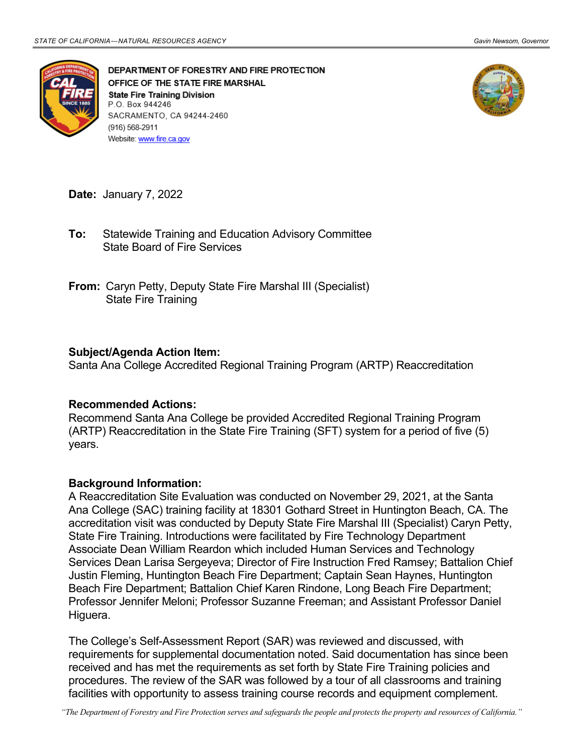DEPARTMENT OF FORESTRY AND FIRE PROTECTION
OFFICE OF THE STATE FIRE MARSHAL
**State Fire Training Division**
P.O. Box 944246
SACRAMENTO, CA 94244-2460
(916) 568-2911
Website: www.fire.ca.gov

**Date:** January 7, 2022

**To:** Statewide Training and Education Advisory Committee
State Board of Fire Services

**From:** Caryn Petty, Deputy State Fire Marshal III (Specialist)
State Fire Training

**Subject/Agenda Action Item:**
Santa Ana College Accredited Regional Training Program (ARTP) Reaccreditation

**Recommended Actions:**
Recommend Santa Ana College be provided Accredited Regional Training Program (ARTP) Reaccreditation in the State Fire Training (SFT) system for a period of five (5) years.

**Background Information:**
A Reaccreditation Site Evaluation was conducted on November 29, 2021, at the Santa Ana College (SAC) training facility at 18301 Gothard Street in Huntington Beach, CA. The accreditation visit was conducted by Deputy State Fire Marshal III (Specialist) Caryn Petty, State Fire Training. Introductions were facilitated by Fire Technology Department Associate Dean William Reardon which included Human Services and Technology Services Dean Larisa Sergeyeva; Director of Fire Instruction Fred Ramsey; Battalion Chief Justin Fleming, Huntington Beach Fire Department; Captain Sean Haynes, Huntington Beach Fire Department; Battalion Chief Karen Rindone, Long Beach Fire Department; Professor Jennifer Meloni; Professor Suzanne Freeman; and Assistant Professor Daniel Higuera.

The College's Self-Assessment Report (SAR) was reviewed and discussed, with requirements for supplemental documentation noted. Said documentation has since been received and has met the requirements as set forth by State Fire Training policies and procedures. The review of the SAR was followed by a tour of all classrooms and training facilities with opportunity to assess training course records and equipment complement.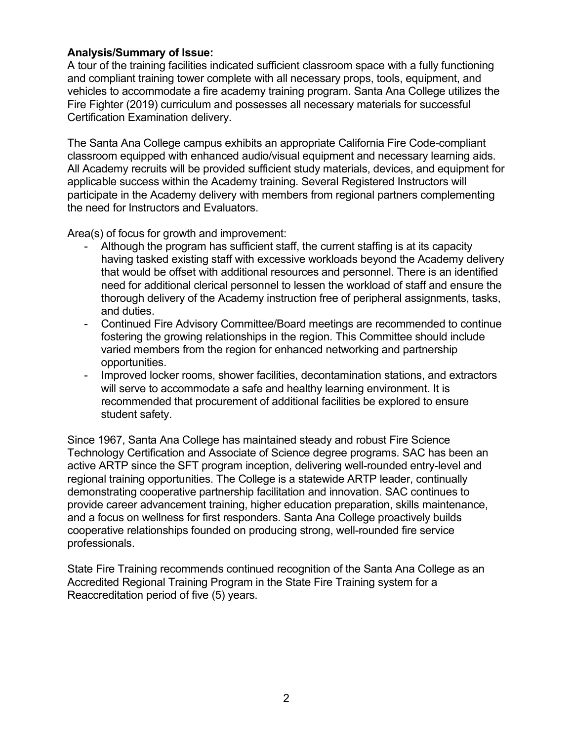**Analysis/Summary of Issue:**
A tour of the training facilities indicated sufficient classroom space with a fully functioning and compliant training tower complete with all necessary props, tools, equipment, and vehicles to accommodate a fire academy training program. Santa Ana College utilizes the Fire Fighter (2019) curriculum and possesses all necessary materials for successful Certification Examination delivery.

The Santa Ana College campus exhibits an appropriate California Fire Code-compliant classroom equipped with enhanced audio/visual equipment and necessary learning aids. All Academy recruits will be provided sufficient study materials, devices, and equipment for applicable success within the Academy training. Several Registered Instructors will participate in the Academy delivery with members from regional partners complementing the need for Instructors and Evaluators.

Area(s) of focus for growth and improvement:

- Although the program has sufficient staff, the current staffing is at its capacity having tasked existing staff with excessive workloads beyond the Academy delivery that would be offset with additional resources and personnel. There is an identified need for additional clerical personnel to lessen the workload of staff and ensure the thorough delivery of the Academy instruction free of peripheral assignments, tasks, and duties.
- Continued Fire Advisory Committee/Board meetings are recommended to continue fostering the growing relationships in the region. This Committee should include varied members from the region for enhanced networking and partnership opportunities.
- Improved locker rooms, shower facilities, decontamination stations, and extractors will serve to accommodate a safe and healthy learning environment. It is recommended that procurement of additional facilities be explored to ensure student safety.

Since 1967, Santa Ana College has maintained steady and robust Fire Science Technology Certification and Associate of Science degree programs. SAC has been an active ARTP since the SFT program inception, delivering well-rounded entry-level and regional training opportunities. The College is a statewide ARTP leader, continually demonstrating cooperative partnership facilitation and innovation. SAC continues to provide career advancement training, higher education preparation, skills maintenance, and a focus on wellness for first responders. Santa Ana College proactively builds cooperative relationships founded on producing strong, well-rounded fire service professionals.

State Fire Training recommends continued recognition of the Santa Ana College as an Accredited Regional Training Program in the State Fire Training system for a Reaccreditation period of five (5) years.